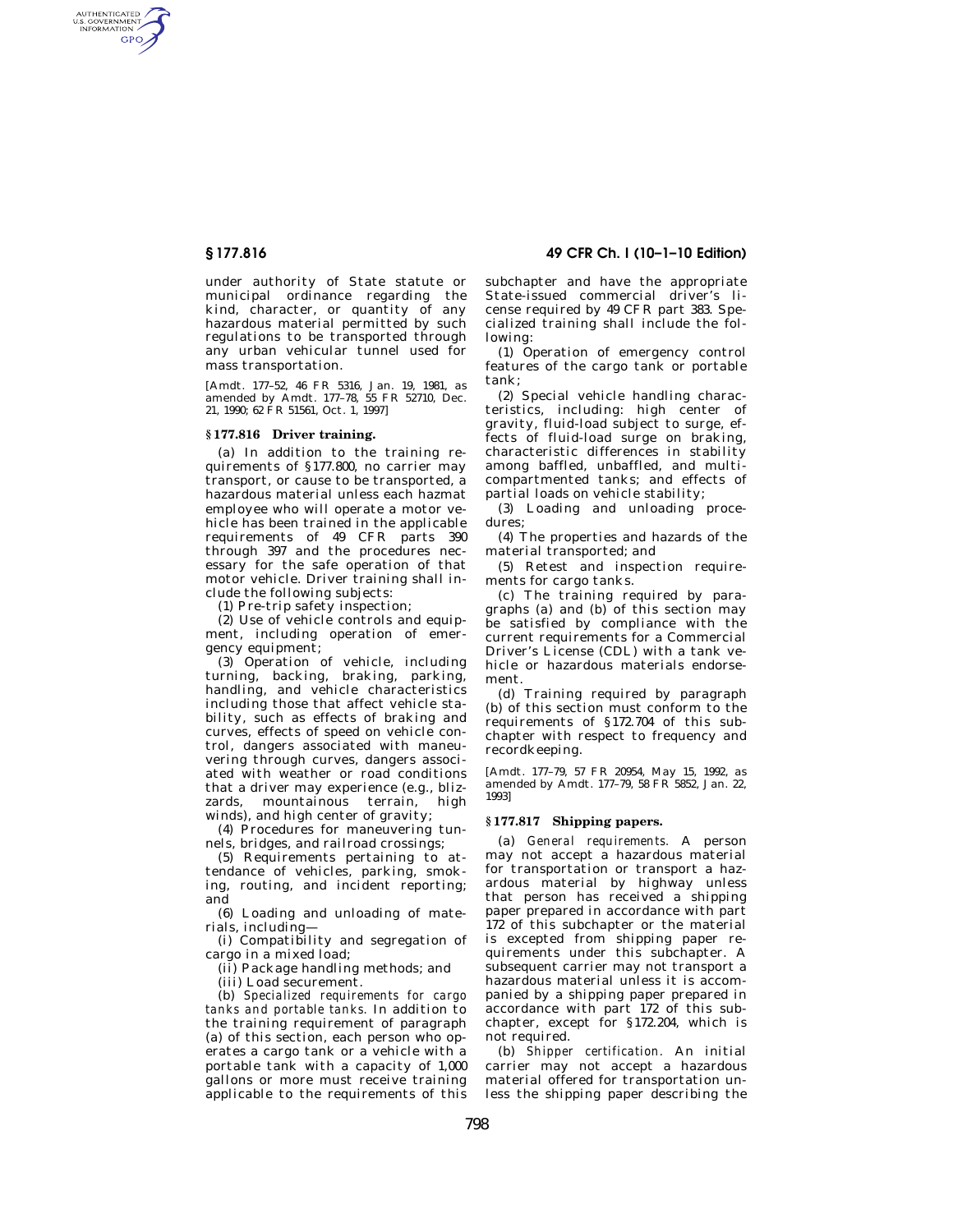under authority of State statute or municipal ordinance regarding the kind, character, or quantity of any hazardous material permitted by such regulations to be transported through any urban vehicular tunnel used for mass transportation.

[Amdt. 177–52, 46 FR 5316, Jan. 19, 1981, as amended by Amdt. 177–78, 55 FR 52710, Dec. 21, 1990; 62 FR 51561, Oct. 1, 1997]

## § 177.816 Driver training.

(a) In addition to the training requirements of §177.800, no carrier may transport, or cause to be transported, a hazardous material unless each hazmat employee who will operate a motor vehicle has been trained in the applicable requirements of 49 CFR parts 390 through 397 and the procedures necessary for the safe operation of that motor vehicle. Driver training shall include the following subjects:

(1) Pre-trip safety inspection;

(2) Use of vehicle controls and equipment, including operation of emergency equipment;

(3) Operation of vehicle, including turning, backing, braking, parking, handling, and vehicle characteristics including those that affect vehicle stability, such as effects of braking and curves, effects of speed on vehicle control, dangers associated with maneuvering through curves, dangers associated with weather or road conditions that a driver may experience (e.g., blizzards, mountainous terrain, high winds), and high center of gravity;

(4) Procedures for maneuvering tunnels, bridges, and railroad crossings;

(5) Requirements pertaining to attendance of vehicles, parking, smoking, routing, and incident reporting; and

(6) Loading and unloading of materials, including—

(i) Compatibility and segregation of cargo in a mixed load;

(ii) Package handling methods; and

(iii) Load securement.

(b) *Specialized requirements for cargo tanks and portable tanks.* In addition to the training requirement of paragraph (a) of this section, each person who operates a cargo tank or a vehicle with a portable tank with a capacity of 1,000 gallons or more must receive training applicable to the requirements of this subchapter and have the appropriate State-issued commercial driver's license required by 49 CFR part 383. Specialized training shall include the following:

(1) Operation of emergency control features of the cargo tank or portable tank;

(2) Special vehicle handling characteristics, including: high center of gravity, fluid-load subject to surge, effects of fluid-load surge on braking, characteristic differences in stability among baffled, unbaffled, and multi-compartmented tanks; and effects of partial loads on vehicle stability;

(3) Loading and unloading procedures;

(4) The properties and hazards of the material transported; and

(5) Retest and inspection requirements for cargo tanks.

(c) The training required by paragraphs (a) and (b) of this section may be satisfied by compliance with the current requirements for a Commercial Driver's License (CDL) with a tank vehicle or hazardous materials endorsement.

(d) Training required by paragraph (b) of this section must conform to the requirements of §172.704 of this subchapter with respect to frequency and recordkeeping.

[Amdt. 177–79, 57 FR 20954, May 15, 1992, as amended by Amdt. 177–79, 58 FR 5852, Jan. 22, 1993]

## § 177.817 Shipping papers.

(a) *General requirements.* A person may not accept a hazardous material for transportation or transport a hazardous material by highway unless that person has received a shipping paper prepared in accordance with part 172 of this subchapter or the material is excepted from shipping paper requirements under this subchapter. A subsequent carrier may not transport a hazardous material unless it is accompanied by a shipping paper prepared in accordance with part 172 of this subchapter, except for §172.204, which is not required.

(b) *Shipper certification.* An initial carrier may not accept a hazardous material offered for transportation unless the shipping paper describing the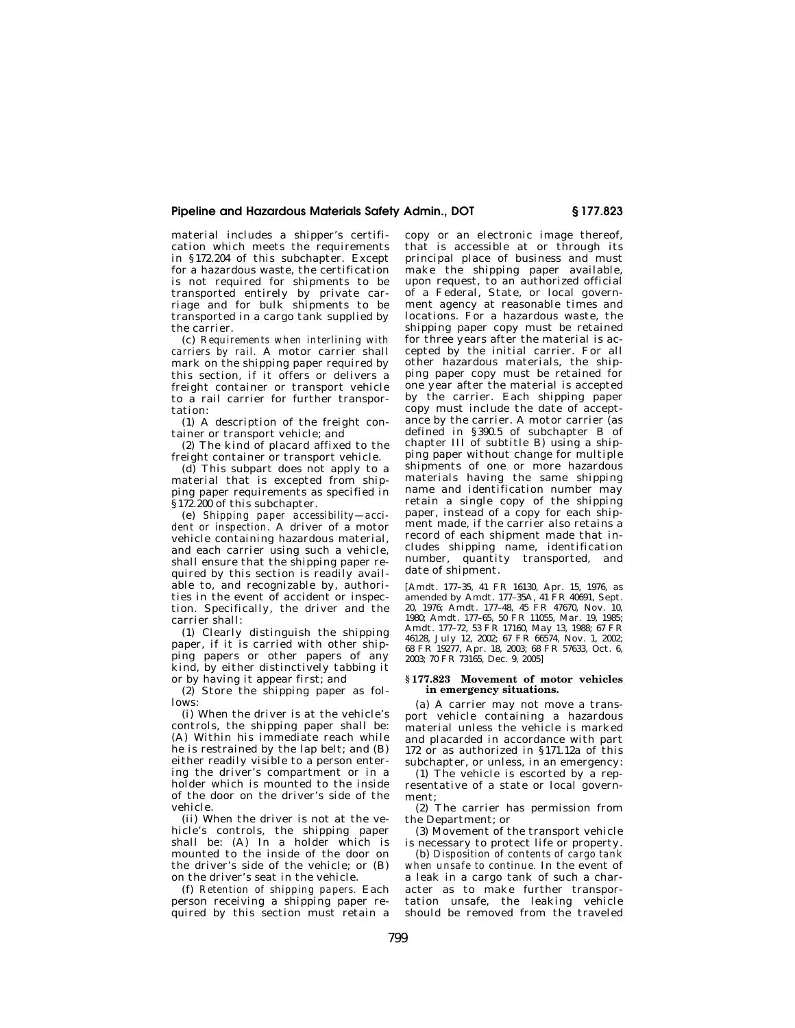material includes a shipper's certification which meets the requirements in §172.204 of this subchapter. Except for a hazardous waste, the certification is not required for shipments to be transported entirely by private carriage and for bulk shipments to be transported in a cargo tank supplied by the carrier.

(c) *Requirements when interlining with carriers by rail.* A motor carrier shall mark on the shipping paper required by this section, if it offers or delivers a freight container or transport vehicle to a rail carrier for further transportation:

(1) A description of the freight container or transport vehicle; and

(2) The kind of placard affixed to the freight container or transport vehicle.

(d) This subpart does not apply to a material that is excepted from shipping paper requirements as specified in §172.200 of this subchapter.

(e) *Shipping paper accessibility—accident or inspection.* A driver of a motor vehicle containing hazardous material, and each carrier using such a vehicle, shall ensure that the shipping paper required by this section is readily available to, and recognizable by, authorities in the event of accident or inspection. Specifically, the driver and the carrier shall:

(1) Clearly distinguish the shipping paper, if it is carried with other shipping papers or other papers of any kind, by either distinctively tabbing it or by having it appear first; and

(2) Store the shipping paper as follows:

(i) When the driver is at the vehicle's controls, the shipping paper shall be: (A) Within his immediate reach while he is restrained by the lap belt; and (B) either readily visible to a person entering the driver's compartment or in a holder which is mounted to the inside of the door on the driver's side of the vehicle.

(ii) When the driver is not at the vehicle's controls, the shipping paper shall be: (A) In a holder which is mounted to the inside of the door on the driver's side of the vehicle; or (B) on the driver's seat in the vehicle.

(f) *Retention of shipping papers.* Each person receiving a shipping paper required by this section must retain a copy or an electronic image thereof, that is accessible at or through its principal place of business and must make the shipping paper available, upon request, to an authorized official of a Federal, State, or local government agency at reasonable times and locations. For a hazardous waste, the shipping paper copy must be retained for three years after the material is accepted by the initial carrier. For all other hazardous materials, the shipping paper copy must be retained for one year after the material is accepted by the carrier. Each shipping paper copy must include the date of acceptance by the carrier. A motor carrier (as defined in §390.5 of subchapter B of chapter III of subtitle B) using a shipping paper without change for multiple shipments of one or more hazardous materials having the same shipping name and identification number may retain a single copy of the shipping paper, instead of a copy for each shipment made, if the carrier also retains a record of each shipment made that includes shipping name, identification number, quantity transported, and date of shipment.

[Amdt. 177–35, 41 FR 16130, Apr. 15, 1976, as amended by Amdt. 177–35A, 41 FR 40691, Sept. 20, 1976; Amdt. 177–48, 45 FR 47670, Nov. 10, 1980; Amdt. 177–65, 50 FR 11055, Mar. 19, 1985; Amdt. 177–72, 53 FR 17160, May 13, 1988; 67 FR 46128, July 12, 2002; 67 FR 66574, Nov. 1, 2002; 68 FR 19277, Apr. 18, 2003; 68 FR 57633, Oct. 6, 2003; 70 FR 73165, Dec. 9, 2005]

## §177.823 Movement of motor vehicles in emergency situations.

(a) A carrier may not move a transport vehicle containing a hazardous material unless the vehicle is marked and placarded in accordance with part 172 or as authorized in §171.12a of this subchapter, or unless, in an emergency:

(1) The vehicle is escorted by a representative of a state or local government;

(2) The carrier has permission from the Department; or

(3) Movement of the transport vehicle is necessary to protect life or property.

(b) *Disposition of contents of cargo tank when unsafe to continue.* In the event of a leak in a cargo tank of such a character as to make further transportation unsafe, the leaking vehicle should be removed from the traveled